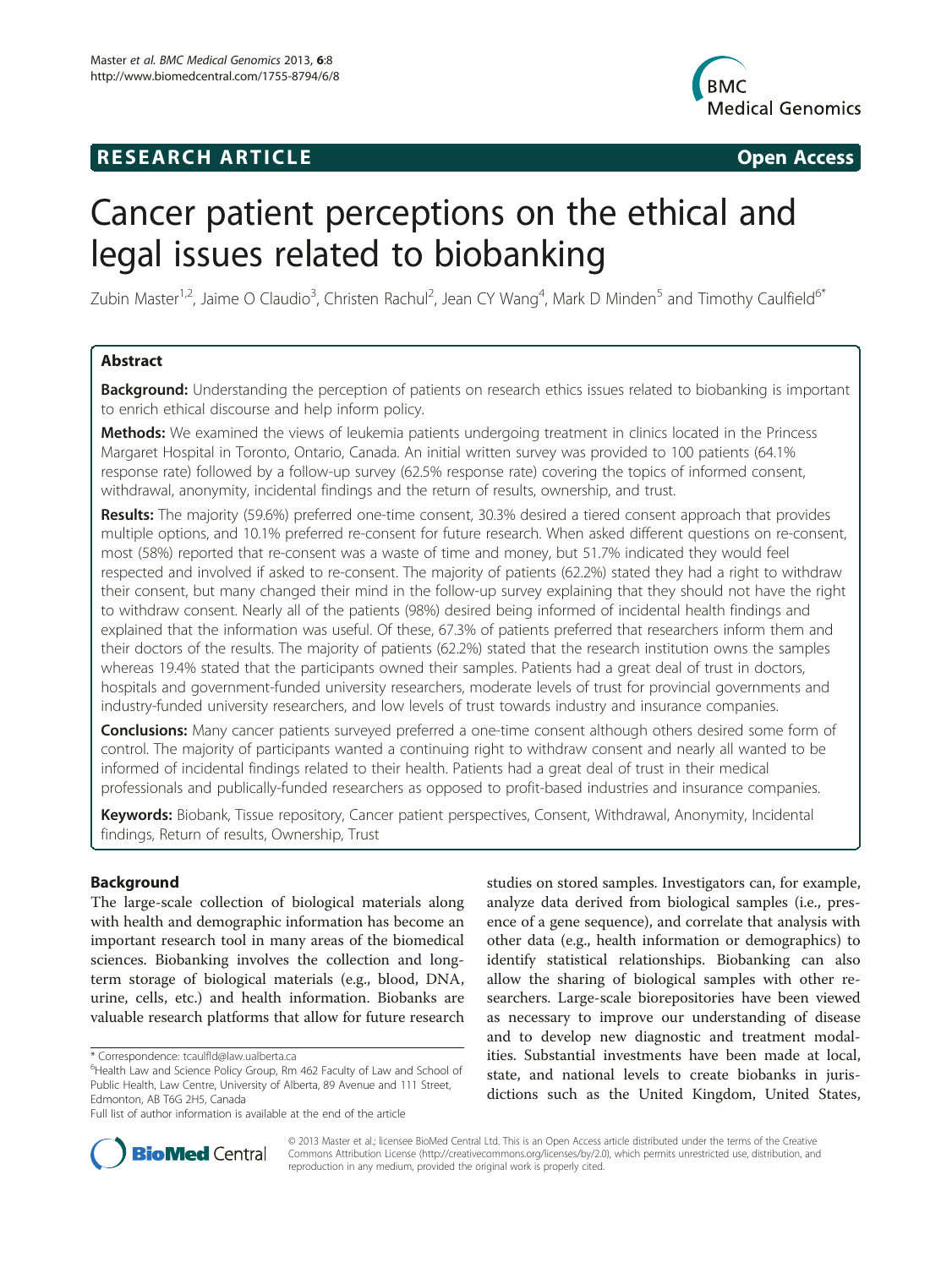**RESEARCH ARTICLE** **Open Access**

# Cancer patient perceptions on the ethical and legal issues related to biobanking

Zubin Master[1,2], Jaime O Claudio[3], Christen Rachul[2], Jean CY Wang[4], Mark D Minden[5] and Timothy Caulfield[6*]

## Abstract

**Background:** Understanding the perception of patients on research ethics issues related to biobanking is important to enrich ethical discourse and help inform policy.

**Methods:** We examined the views of leukemia patients undergoing treatment in clinics located in the Princess Margaret Hospital in Toronto, Ontario, Canada. An initial written survey was provided to 100 patients (64.1% response rate) followed by a follow-up survey (62.5% response rate) covering the topics of informed consent, withdrawal, anonymity, incidental findings and the return of results, ownership, and trust.

**Results:** The majority (59.6%) preferred one-time consent, 30.3% desired a tiered consent approach that provides multiple options, and 10.1% preferred re-consent for future research. When asked different questions on re-consent, most (58%) reported that re-consent was a waste of time and money, but 51.7% indicated they would feel respected and involved if asked to re-consent. The majority of patients (62.2%) stated they had a right to withdraw their consent, but many changed their mind in the follow-up survey explaining that they should not have the right to withdraw consent. Nearly all of the patients (98%) desired being informed of incidental health findings and explained that the information was useful. Of these, 67.3% of patients preferred that researchers inform them and their doctors of the results. The majority of patients (62.2%) stated that the research institution owns the samples whereas 19.4% stated that the participants owned their samples. Patients had a great deal of trust in doctors, hospitals and government-funded university researchers, moderate levels of trust for provincial governments and industry-funded university researchers, and low levels of trust towards industry and insurance companies.

**Conclusions:** Many cancer patients surveyed preferred a one-time consent although others desired some form of control. The majority of participants wanted a continuing right to withdraw consent and nearly all wanted to be informed of incidental findings related to their health. Patients had a great deal of trust in their medical professionals and publically-funded researchers as opposed to profit-based industries and insurance companies.

**Keywords:** Biobank, Tissue repository, Cancer patient perspectives, Consent, Withdrawal, Anonymity, Incidental findings, Return of results, Ownership, Trust

## Background

The large-scale collection of biological materials along with health and demographic information has become an important research tool in many areas of the biomedical sciences. Biobanking involves the collection and long-term storage of biological materials (e.g., blood, DNA, urine, cells, etc.) and health information. Biobanks are valuable research platforms that allow for future research studies on stored samples. Investigators can, for example, analyze data derived from biological samples (i.e., presence of a gene sequence), and correlate that analysis with other data (e.g., health information or demographics) to identify statistical relationships. Biobanking can also allow the sharing of biological samples with other researchers. Large-scale biorepositories have been viewed as necessary to improve our understanding of disease and to develop new diagnostic and treatment modalities. Substantial investments have been made at local, state, and national levels to create biobanks in jurisdictions such as the United Kingdom, United States,

\* Correspondence: tcaulfld@law.ualberta.ca

[6]Health Law and Science Policy Group, Rm 462 Faculty of Law and School of Public Health, Law Centre, University of Alberta, 89 Avenue and 111 Street, Edmonton, AB T6G 2H5, Canada

Full list of author information is available at the end of the article

© 2013 Master et al.; licensee BioMed Central Ltd. This is an Open Access article distributed under the terms of the Creative Commons Attribution License (http://creativecommons.org/licenses/by/2.0), which permits unrestricted use, distribution, and reproduction in any medium, provided the original work is properly cited.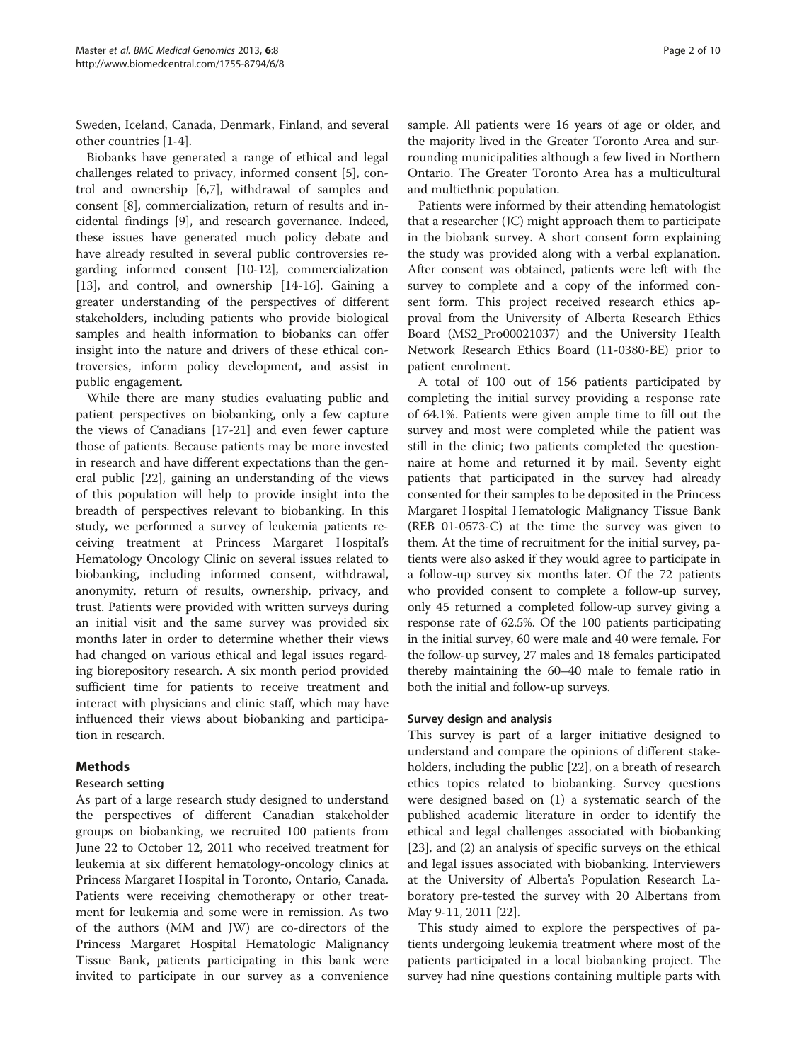Sweden, Iceland, Canada, Denmark, Finland, and several other countries [1-4].

Biobanks have generated a range of ethical and legal challenges related to privacy, informed consent [5], control and ownership [6,7], withdrawal of samples and consent [8], commercialization, return of results and incidental findings [9], and research governance. Indeed, these issues have generated much policy debate and have already resulted in several public controversies regarding informed consent [10-12], commercialization [13], and control, and ownership [14-16]. Gaining a greater understanding of the perspectives of different stakeholders, including patients who provide biological samples and health information to biobanks can offer insight into the nature and drivers of these ethical controversies, inform policy development, and assist in public engagement.

While there are many studies evaluating public and patient perspectives on biobanking, only a few capture the views of Canadians [17-21] and even fewer capture those of patients. Because patients may be more invested in research and have different expectations than the general public [22], gaining an understanding of the views of this population will help to provide insight into the breadth of perspectives relevant to biobanking. In this study, we performed a survey of leukemia patients receiving treatment at Princess Margaret Hospital's Hematology Oncology Clinic on several issues related to biobanking, including informed consent, withdrawal, anonymity, return of results, ownership, privacy, and trust. Patients were provided with written surveys during an initial visit and the same survey was provided six months later in order to determine whether their views had changed on various ethical and legal issues regarding biorepository research. A six month period provided sufficient time for patients to receive treatment and interact with physicians and clinic staff, which may have influenced their views about biobanking and participation in research.

## Methods

### Research setting

As part of a large research study designed to understand the perspectives of different Canadian stakeholder groups on biobanking, we recruited 100 patients from June 22 to October 12, 2011 who received treatment for leukemia at six different hematology-oncology clinics at Princess Margaret Hospital in Toronto, Ontario, Canada. Patients were receiving chemotherapy or other treatment for leukemia and some were in remission. As two of the authors (MM and JW) are co-directors of the Princess Margaret Hospital Hematologic Malignancy Tissue Bank, patients participating in this bank were invited to participate in our survey as a convenience sample. All patients were 16 years of age or older, and the majority lived in the Greater Toronto Area and surrounding municipalities although a few lived in Northern Ontario. The Greater Toronto Area has a multicultural and multiethnic population.

Patients were informed by their attending hematologist that a researcher (JC) might approach them to participate in the biobank survey. A short consent form explaining the study was provided along with a verbal explanation. After consent was obtained, patients were left with the survey to complete and a copy of the informed consent form. This project received research ethics approval from the University of Alberta Research Ethics Board (MS2_Pro00021037) and the University Health Network Research Ethics Board (11-0380-BE) prior to patient enrolment.

A total of 100 out of 156 patients participated by completing the initial survey providing a response rate of 64.1%. Patients were given ample time to fill out the survey and most were completed while the patient was still in the clinic; two patients completed the questionnaire at home and returned it by mail. Seventy eight patients that participated in the survey had already consented for their samples to be deposited in the Princess Margaret Hospital Hematologic Malignancy Tissue Bank (REB 01-0573-C) at the time the survey was given to them. At the time of recruitment for the initial survey, patients were also asked if they would agree to participate in a follow-up survey six months later. Of the 72 patients who provided consent to complete a follow-up survey, only 45 returned a completed follow-up survey giving a response rate of 62.5%. Of the 100 patients participating in the initial survey, 60 were male and 40 were female. For the follow-up survey, 27 males and 18 females participated thereby maintaining the 60–40 male to female ratio in both the initial and follow-up surveys.

### Survey design and analysis

This survey is part of a larger initiative designed to understand and compare the opinions of different stakeholders, including the public [22], on a breath of research ethics topics related to biobanking. Survey questions were designed based on (1) a systematic search of the published academic literature in order to identify the ethical and legal challenges associated with biobanking [23], and (2) an analysis of specific surveys on the ethical and legal issues associated with biobanking. Interviewers at the University of Alberta's Population Research Laboratory pre-tested the survey with 20 Albertans from May 9-11, 2011 [22].

This study aimed to explore the perspectives of patients undergoing leukemia treatment where most of the patients participated in a local biobanking project. The survey had nine questions containing multiple parts with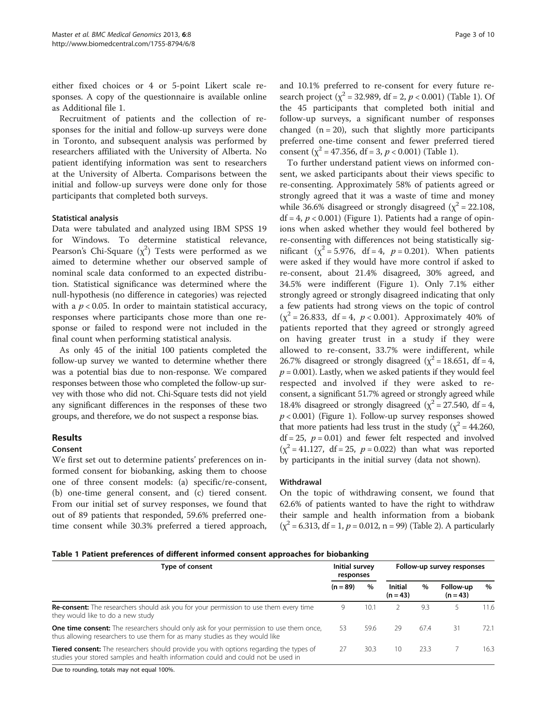either fixed choices or 4 or 5-point Likert scale responses. A copy of the questionnaire is available online as Additional file 1.

Recruitment of patients and the collection of responses for the initial and follow-up surveys were done in Toronto, and subsequent analysis was performed by researchers affiliated with the University of Alberta. No patient identifying information was sent to researchers at the University of Alberta. Comparisons between the initial and follow-up surveys were done only for those participants that completed both surveys.

### Statistical analysis

Data were tabulated and analyzed using IBM SPSS 19 for Windows. To determine statistical relevance, Pearson's Chi-Square ($\chi^2$) Tests were performed as we aimed to determine whether our observed sample of nominal scale data conformed to an expected distribution. Statistical significance was determined where the null-hypothesis (no difference in categories) was rejected with a $p < 0.05$. In order to maintain statistical accuracy, responses where participants chose more than one response or failed to respond were not included in the final count when performing statistical analysis.

As only 45 of the initial 100 patients completed the follow-up survey we wanted to determine whether there was a potential bias due to non-response. We compared responses between those who completed the follow-up survey with those who did not. Chi-Square tests did not yield any significant differences in the responses of these two groups, and therefore, we do not suspect a response bias.

## Results

### Consent

We first set out to determine patients' preferences on informed consent for biobanking, asking them to choose one of three consent models: (a) specific/re-consent, (b) one-time general consent, and (c) tiered consent. From our initial set of survey responses, we found that out of 89 patients that responded, 59.6% preferred one-time consent while 30.3% preferred a tiered approach, and 10.1% preferred to re-consent for every future research project ($\chi^2 = 32.989$, df = 2, $p < 0.001$) (Table 1). Of the 45 participants that completed both initial and follow-up surveys, a significant number of responses changed (n = 20), such that slightly more participants preferred one-time consent and fewer preferred tiered consent ($\chi^2 = 47.356$, df = 3, $p < 0.001$) (Table 1).

To further understand patient views on informed consent, we asked participants about their views specific to re-consenting. Approximately 58% of patients agreed or strongly agreed that it was a waste of time and money while 36.6% disagreed or strongly disagreed ($\chi^2 = 22.108$, df = 4, $p < 0.001$) (Figure 1). Patients had a range of opinions when asked whether they would feel bothered by re-consenting with differences not being statistically significant ($\chi^2 = 5.976$, df = 4, $p = 0.201$). When patients were asked if they would have more control if asked to re-consent, about 21.4% disagreed, 30% agreed, and 34.5% were indifferent (Figure 1). Only 7.1% either strongly agreed or strongly disagreed indicating that only a few patients had strong views on the topic of control ($\chi^2 = 26.833$, df = 4, $p < 0.001$). Approximately 40% of patients reported that they agreed or strongly agreed on having greater trust in a study if they were allowed to re-consent, 33.7% were indifferent, while 26.7% disagreed or strongly disagreed ($\chi^2 = 18.651$, df = 4, $p = 0.001$). Lastly, when we asked patients if they would feel respected and involved if they were asked to re-consent, a significant 51.7% agreed or strongly agreed while 18.4% disagreed or strongly disagreed ($\chi^2 = 27.540$, df = 4, $p < 0.001$) (Figure 1). Follow-up survey responses showed that more patients had less trust in the study ($\chi^2 = 44.260$, df = 25, $p = 0.01$) and fewer felt respected and involved ($\chi^2 = 41.127$, df = 25, $p = 0.022$) than what was reported by participants in the initial survey (data not shown).

### Withdrawal

On the topic of withdrawing consent, we found that 62.6% of patients wanted to have the right to withdraw their sample and health information from a biobank ($\chi^2 = 6.313$, df = 1, $p = 0.012$, n = 99) (Table 2). A particularly

**Table 1 Patient preferences of different informed consent approaches for biobanking**

| Type of consent | Initial survey responses | | Follow-up survey responses | | | |
|---|---|---|---|---|---|---|
| | (n = 89) | % | Initial (n = 43) | % | Follow-up (n = 43) | % |
| **Re-consent:** The researchers should ask you for your permission to use them every time they would like to do a new study | 9 | 10.1 | 2 | 9.3 | 5 | 11.6 |
| **One time consent:** The researchers should only ask for your permission to use them once, thus allowing researchers to use them for as many studies as they would like | 53 | 59.6 | 29 | 67.4 | 31 | 72.1 |
| **Tiered consent:** The researchers should provide you with options regarding the types of studies your stored samples and health information could and could not be used in | 27 | 30.3 | 10 | 23.3 | 7 | 16.3 |

Due to rounding, totals may not equal 100%.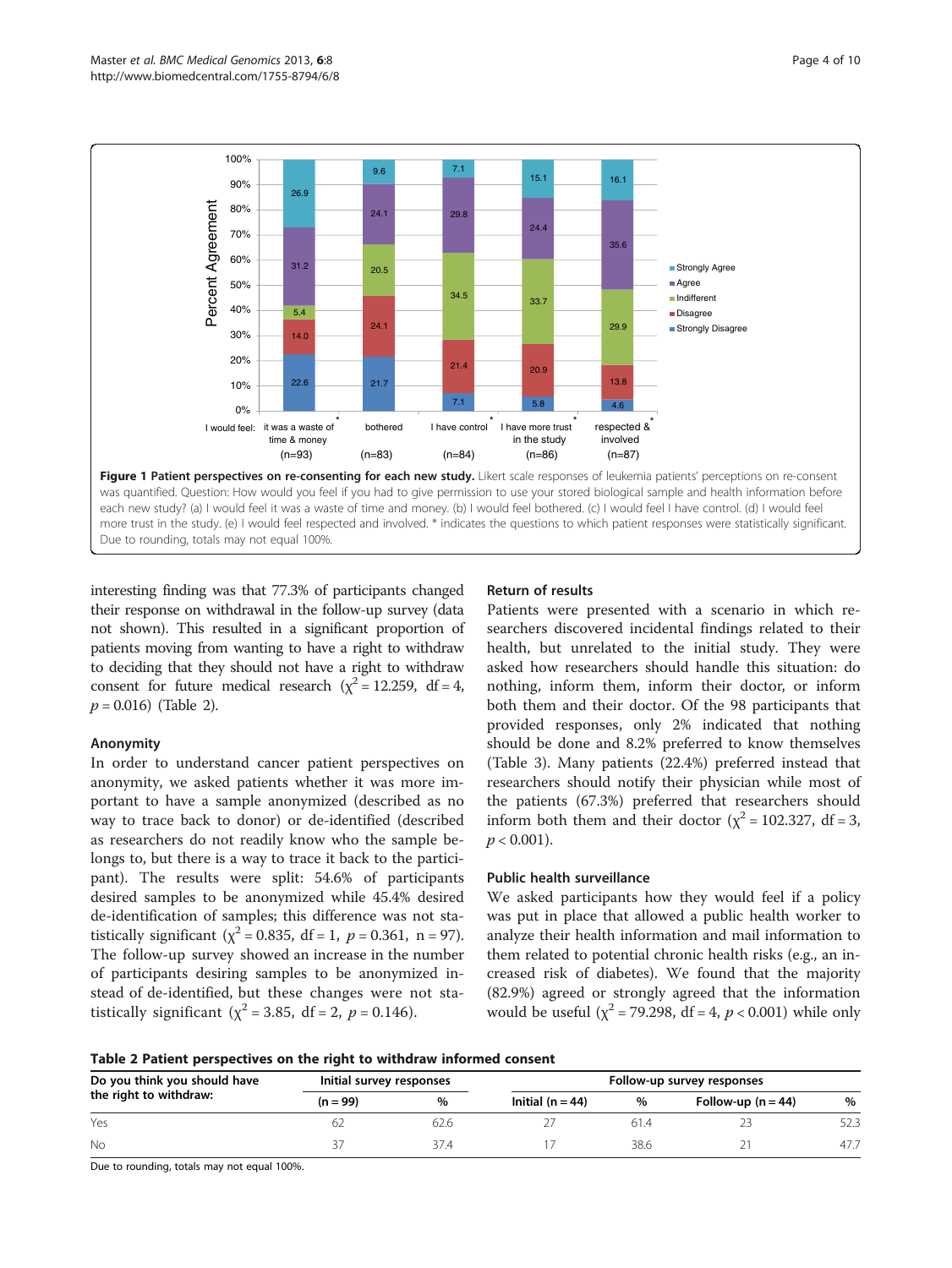**Figure 1 Patient perspectives on re-consenting for each new study.** Likert scale responses of leukemia patients' perceptions on re-consent was quantified. Question: How would you feel if you had to give permission to use your stored biological sample and health information before each new study? (a) I would feel it was a waste of time and money. (b) I would feel bothered. (c) I would feel I have control. (d) I would feel more trust in the study. (e) I would feel respected and involved. * indicates the questions to which patient responses were statistically significant. Due to rounding, totals may not equal 100%.

interesting finding was that 77.3% of participants changed their response on withdrawal in the follow-up survey (data not shown). This resulted in a significant proportion of patients moving from wanting to have a right to withdraw to deciding that they should not have a right to withdraw consent for future medical research ($\chi^2 = 12.259$, df = 4, $p = 0.016$) (Table 2).

### Anonymity

In order to understand cancer patient perspectives on anonymity, we asked patients whether it was more important to have a sample anonymized (described as no way to trace back to donor) or de-identified (described as researchers do not readily know who the sample belongs to, but there is a way to trace it back to the participant). The results were split: 54.6% of participants desired samples to be anonymized while 45.4% desired de-identification of samples; this difference was not statistically significant ($\chi^2 = 0.835$, df = 1, $p = 0.361$, n = 97). The follow-up survey showed an increase in the number of participants desiring samples to be anonymized instead of de-identified, but these changes were not statistically significant ($\chi^2 = 3.85$, df = 2, $p = 0.146$).

### Return of results

Patients were presented with a scenario in which researchers discovered incidental findings related to their health, but unrelated to the initial study. They were asked how researchers should handle this situation: do nothing, inform them, inform their doctor, or inform both them and their doctor. Of the 98 participants that provided responses, only 2% indicated that nothing should be done and 8.2% preferred to know themselves (Table 3). Many patients (22.4%) preferred instead that researchers should notify their physician while most of the patients (67.3%) preferred that researchers should inform both them and their doctor ($\chi^2 = 102.327$, df = 3, $p < 0.001$).

### Public health surveillance

We asked participants how they would feel if a policy was put in place that allowed a public health worker to analyze their health information and mail information to them related to potential chronic health risks (e.g., an increased risk of diabetes). We found that the majority (82.9%) agreed or strongly agreed that the information would be useful ($\chi^2 = 79.298$, df = 4, $p < 0.001$) while only

**Table 2 Patient perspectives on the right to withdraw informed consent**

| Do you think you should have the right to withdraw: | Initial survey responses | | Follow-up survey responses | | | |
|---|---|---|---|---|---|---|
| | (n = 99) | % | Initial (n = 44) | % | Follow-up (n = 44) | % |
| Yes | 62 | 62.6 | 27 | 61.4 | 23 | 52.3 |
| No | 37 | 37.4 | 17 | 38.6 | 21 | 47.7 |

Due to rounding, totals may not equal 100%.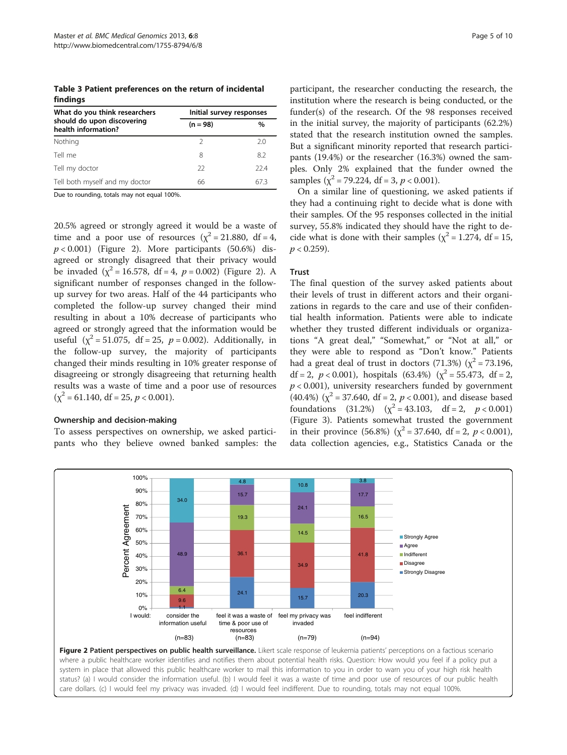**Table 3 Patient preferences on the return of incidental findings**

| What do you think researchers should do upon discovering health information? | Initial survey responses | |
|---|---|---|
| | (n = 98) | % |
| Nothing | 2 | 2.0 |
| Tell me | 8 | 8.2 |
| Tell my doctor | 22 | 22.4 |
| Tell both myself and my doctor | 66 | 67.3 |

Due to rounding, totals may not equal 100%.

20.5% agreed or strongly agreed it would be a waste of time and a poor use of resources ($\chi^2 = 21.880$, df = 4, $p < 0.001$) (Figure 2). More participants (50.6%) disagreed or strongly disagreed that their privacy would be invaded ($\chi^2 = 16.578$, df = 4, $p = 0.002$) (Figure 2). A significant number of responses changed in the follow-up survey for two areas. Half of the 44 participants who completed the follow-up survey changed their mind resulting in about a 10% decrease of participants who agreed or strongly agreed that the information would be useful ($\chi^2 = 51.075$, df = 25, $p = 0.002$). Additionally, in the follow-up survey, the majority of participants changed their minds resulting in 10% greater response of disagreeing or strongly disagreeing that returning health results was a waste of time and a poor use of resources ($\chi^2 = 61.140$, df = 25, $p < 0.001$).

### Ownership and decision-making

To assess perspectives on ownership, we asked participants who they believe owned banked samples: the participant, the researcher conducting the research, the institution where the research is being conducted, or the funder(s) of the research. Of the 98 responses received in the initial survey, the majority of participants (62.2%) stated that the research institution owned the samples. But a significant minority reported that research participants (19.4%) or the researcher (16.3%) owned the samples. Only 2% explained that the funder owned the samples ($\chi^2 = 79.224$, df = 3, $p < 0.001$).

On a similar line of questioning, we asked patients if they had a continuing right to decide what is done with their samples. Of the 95 responses collected in the initial survey, 55.8% indicated they should have the right to decide what is done with their samples ($\chi^2 = 1.274$, df = 15, $p < 0.259$).

### Trust

The final question of the survey asked patients about their levels of trust in different actors and their organizations in regards to the care and use of their confidential health information. Patients were able to indicate whether they trusted different individuals or organizations "A great deal," "Somewhat," or "Not at all," or they were able to respond as "Don't know." Patients had a great deal of trust in doctors (71.3%) ($\chi^2 = 73.196$, df = 2, $p < 0.001$), hospitals (63.4%) ($\chi^2 = 55.473$, df = 2, $p < 0.001$), university researchers funded by government (40.4%) ($\chi^2 = 37.640$, df = 2, $p < 0.001$), and disease based foundations (31.2%) ($\chi^2 = 43.103$, df = 2, $p < 0.001$) (Figure 3). Patients somewhat trusted the government in their province (56.8%) ($\chi^2 = 37.640$, df = 2, $p < 0.001$), data collection agencies, e.g., Statistics Canada or the

**Figure 2 Patient perspectives on public health surveillance.** Likert scale response of leukemia patients' perceptions on a factious scenario where a public healthcare worker identifies and notifies them about potential health risks. Question: How would you feel if a policy put a system in place that allowed this public healthcare worker to mail this information to you in order to warn you of your high risk health status? (a) I would consider the information useful. (b) I would feel it was a waste of time and poor use of resources of our public health care dollars. (c) I would feel my privacy was invaded. (d) I would feel indifferent. Due to rounding, totals may not equal 100%.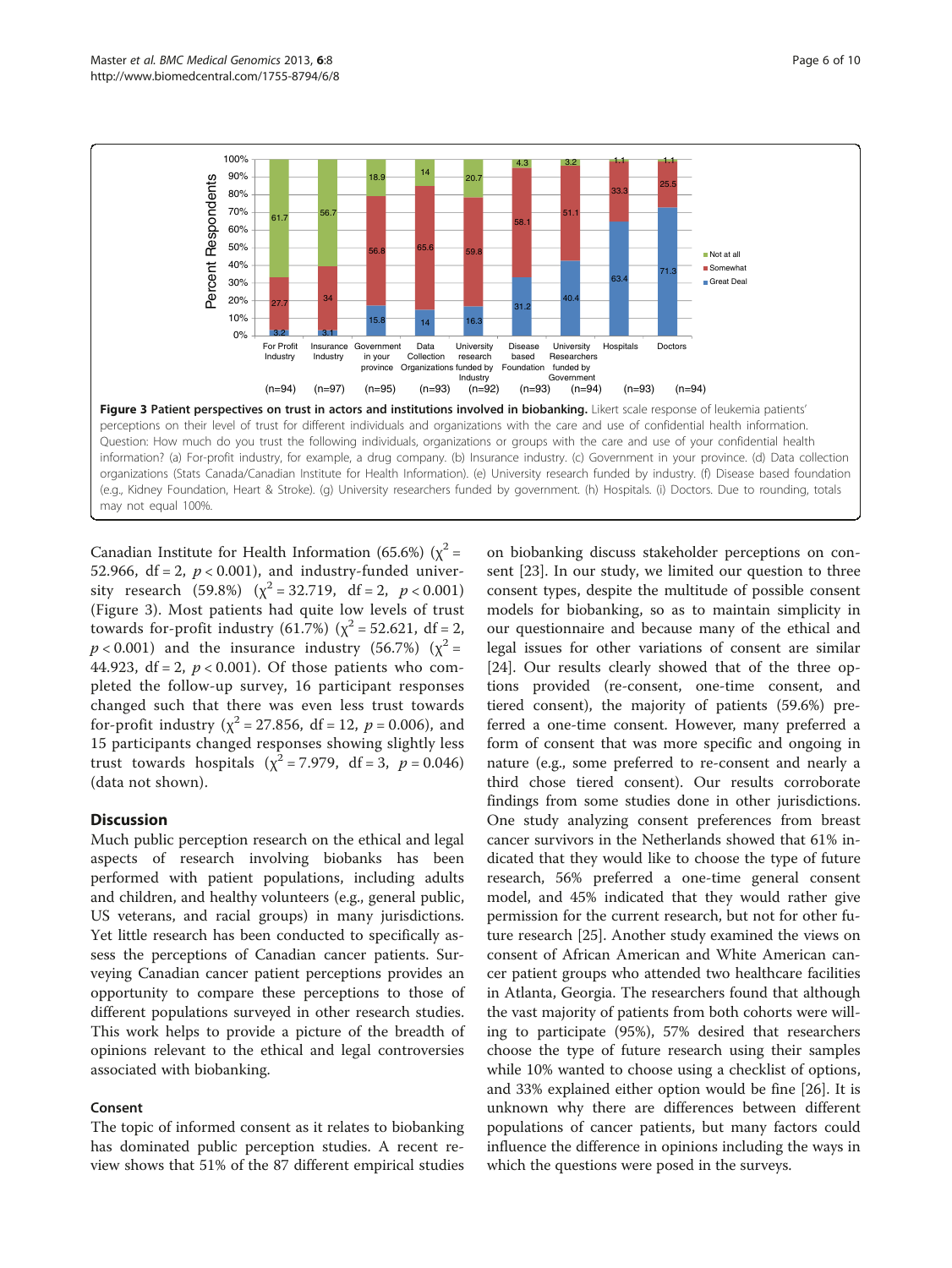**Figure 3 Patient perspectives on trust in actors and institutions involved in biobanking.** Likert scale response of leukemia patients' perceptions on their level of trust for different individuals and organizations with the care and use of confidential health information. Question: How much do you trust the following individuals, organizations or groups with the care and use of your confidential health information? (a) For-profit industry, for example, a drug company. (b) Insurance industry. (c) Government in your province. (d) Data collection organizations (Stats Canada/Canadian Institute for Health Information). (e) University research funded by industry. (f) Disease based foundation (e.g., Kidney Foundation, Heart & Stroke). (g) University researchers funded by government. (h) Hospitals. (i) Doctors. Due to rounding, totals may not equal 100%.

Canadian Institute for Health Information (65.6%) ($\chi^2$ = 52.966, df = 2, $p < 0.001$), and industry-funded university research (59.8%) ($\chi^2$ = 32.719, df = 2, $p < 0.001$) (Figure 3). Most patients had quite low levels of trust towards for-profit industry (61.7%) ($\chi^2$ = 52.621, df = 2, $p < 0.001$) and the insurance industry (56.7%) ($\chi^2$ = 44.923, df = 2, $p < 0.001$). Of those patients who completed the follow-up survey, 16 participant responses changed such that there was even less trust towards for-profit industry ($\chi^2$ = 27.856, df = 12, $p = 0.006$), and 15 participants changed responses showing slightly less trust towards hospitals ($\chi^2$ = 7.979, df = 3, $p = 0.046$) (data not shown).

## Discussion

Much public perception research on the ethical and legal aspects of research involving biobanks has been performed with patient populations, including adults and children, and healthy volunteers (e.g., general public, US veterans, and racial groups) in many jurisdictions. Yet little research has been conducted to specifically assess the perceptions of Canadian cancer patients. Surveying Canadian cancer patient perceptions provides an opportunity to compare these perceptions to those of different populations surveyed in other research studies. This work helps to provide a picture of the breadth of opinions relevant to the ethical and legal controversies associated with biobanking.

### Consent

The topic of informed consent as it relates to biobanking has dominated public perception studies. A recent review shows that 51% of the 87 different empirical studies on biobanking discuss stakeholder perceptions on consent [23]. In our study, we limited our question to three consent types, despite the multitude of possible consent models for biobanking, so as to maintain simplicity in our questionnaire and because many of the ethical and legal issues for other variations of consent are similar [24]. Our results clearly showed that of the three options provided (re-consent, one-time consent, and tiered consent), the majority of patients (59.6%) preferred a one-time consent. However, many preferred a form of consent that was more specific and ongoing in nature (e.g., some preferred to re-consent and nearly a third chose tiered consent). Our results corroborate findings from some studies done in other jurisdictions. One study analyzing consent preferences from breast cancer survivors in the Netherlands showed that 61% indicated that they would like to choose the type of future research, 56% preferred a one-time general consent model, and 45% indicated that they would rather give permission for the current research, but not for other future research [25]. Another study examined the views on consent of African American and White American cancer patient groups who attended two healthcare facilities in Atlanta, Georgia. The researchers found that although the vast majority of patients from both cohorts were willing to participate (95%), 57% desired that researchers choose the type of future research using their samples while 10% wanted to choose using a checklist of options, and 33% explained either option would be fine [26]. It is unknown why there are differences between different populations of cancer patients, but many factors could influence the difference in opinions including the ways in which the questions were posed in the surveys.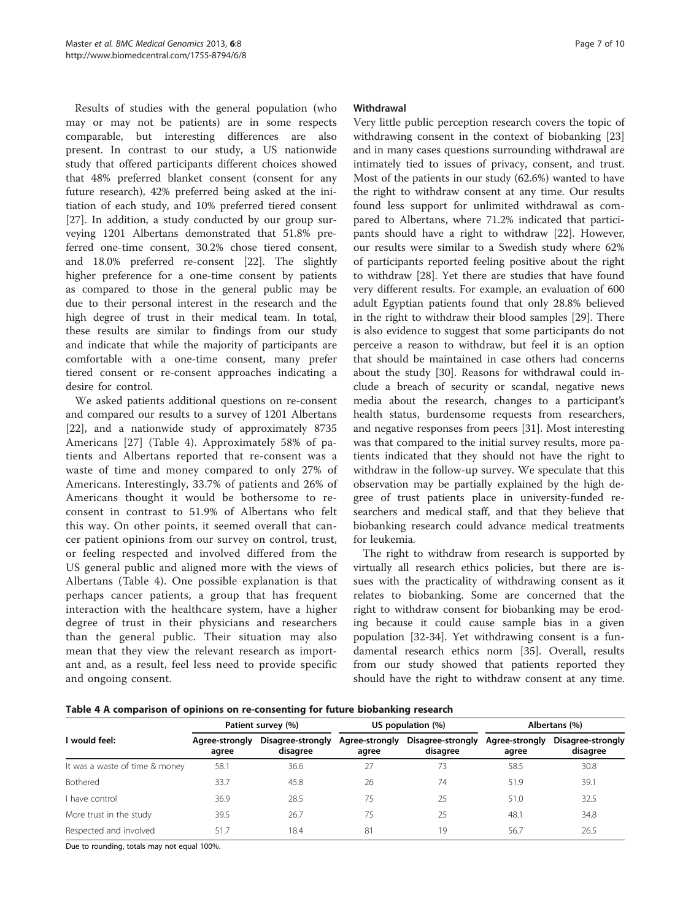Results of studies with the general population (who may or may not be patients) are in some respects comparable, but interesting differences are also present. In contrast to our study, a US nationwide study that offered participants different choices showed that 48% preferred blanket consent (consent for any future research), 42% preferred being asked at the initiation of each study, and 10% preferred tiered consent [27]. In addition, a study conducted by our group surveying 1201 Albertans demonstrated that 51.8% preferred one-time consent, 30.2% chose tiered consent, and 18.0% preferred re-consent [22]. The slightly higher preference for a one-time consent by patients as compared to those in the general public may be due to their personal interest in the research and the high degree of trust in their medical team. In total, these results are similar to findings from our study and indicate that while the majority of participants are comfortable with a one-time consent, many prefer tiered consent or re-consent approaches indicating a desire for control.

We asked patients additional questions on re-consent and compared our results to a survey of 1201 Albertans [22], and a nationwide study of approximately 8735 Americans [27] (Table 4). Approximately 58% of patients and Albertans reported that re-consent was a waste of time and money compared to only 27% of Americans. Interestingly, 33.7% of patients and 26% of Americans thought it would be bothersome to re-consent in contrast to 51.9% of Albertans who felt this way. On other points, it seemed overall that cancer patient opinions from our survey on control, trust, or feeling respected and involved differed from the US general public and aligned more with the views of Albertans (Table 4). One possible explanation is that perhaps cancer patients, a group that has frequent interaction with the healthcare system, have a higher degree of trust in their physicians and researchers than the general public. Their situation may also mean that they view the relevant research as important and, as a result, feel less need to provide specific and ongoing consent.

### Withdrawal

Very little public perception research covers the topic of withdrawing consent in the context of biobanking [23] and in many cases questions surrounding withdrawal are intimately tied to issues of privacy, consent, and trust. Most of the patients in our study (62.6%) wanted to have the right to withdraw consent at any time. Our results found less support for unlimited withdrawal as compared to Albertans, where 71.2% indicated that participants should have a right to withdraw [22]. However, our results were similar to a Swedish study where 62% of participants reported feeling positive about the right to withdraw [28]. Yet there are studies that have found very different results. For example, an evaluation of 600 adult Egyptian patients found that only 28.8% believed in the right to withdraw their blood samples [29]. There is also evidence to suggest that some participants do not perceive a reason to withdraw, but feel it is an option that should be maintained in case others had concerns about the study [30]. Reasons for withdrawal could include a breach of security or scandal, negative news media about the research, changes to a participant's health status, burdensome requests from researchers, and negative responses from peers [31]. Most interesting was that compared to the initial survey results, more patients indicated that they should not have the right to withdraw in the follow-up survey. We speculate that this observation may be partially explained by the high degree of trust patients place in university-funded researchers and medical staff, and that they believe that biobanking research could advance medical treatments for leukemia.

The right to withdraw from research is supported by virtually all research ethics policies, but there are issues with the practicality of withdrawing consent as it relates to biobanking. Some are concerned that the right to withdraw consent for biobanking may be eroding because it could cause sample bias in a given population [32-34]. Yet withdrawing consent is a fundamental research ethics norm [35]. Overall, results from our study showed that patients reported they should have the right to withdraw consent at any time.

**Table 4 A comparison of opinions on re-consenting for future biobanking research**

| I would feel: | Patient survey (%) | | US population (%) | | Albertans (%) | |
|---|---|---|---|---|---|---|
| | Agree-strongly agree | Disagree-strongly disagree | Agree-strongly agree | Disagree-strongly disagree | Agree-strongly agree | Disagree-strongly disagree |
| It was a waste of time & money | 58.1 | 36.6 | 27 | 73 | 58.5 | 30.8 |
| Bothered | 33.7 | 45.8 | 26 | 74 | 51.9 | 39.1 |
| I have control | 36.9 | 28.5 | 75 | 25 | 51.0 | 32.5 |
| More trust in the study | 39.5 | 26.7 | 75 | 25 | 48.1 | 34.8 |
| Respected and involved | 51.7 | 18.4 | 81 | 19 | 56.7 | 26.5 |

Due to rounding, totals may not equal 100%.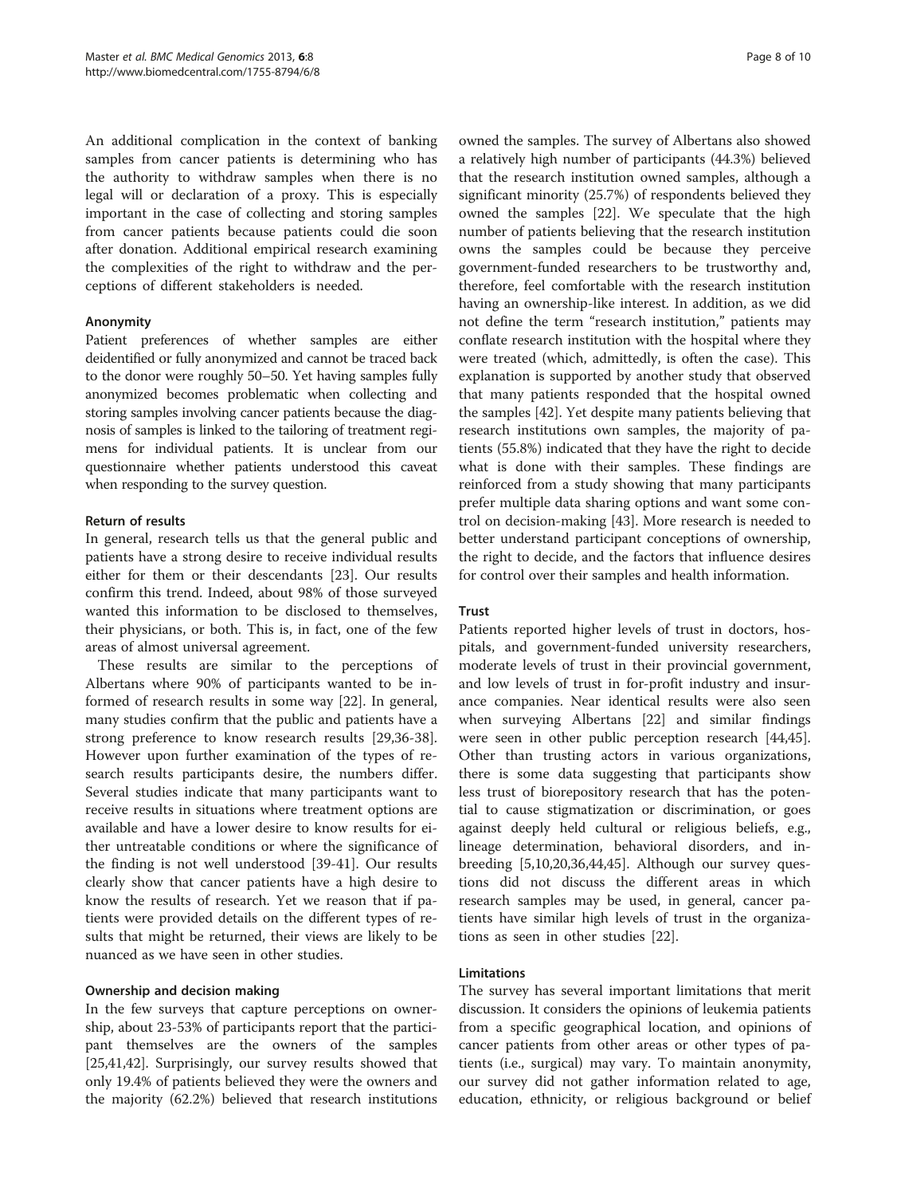An additional complication in the context of banking samples from cancer patients is determining who has the authority to withdraw samples when there is no legal will or declaration of a proxy. This is especially important in the case of collecting and storing samples from cancer patients because patients could die soon after donation. Additional empirical research examining the complexities of the right to withdraw and the perceptions of different stakeholders is needed.

#### Anonymity

Patient preferences of whether samples are either deidentified or fully anonymized and cannot be traced back to the donor were roughly 50–50. Yet having samples fully anonymized becomes problematic when collecting and storing samples involving cancer patients because the diagnosis of samples is linked to the tailoring of treatment regimens for individual patients. It is unclear from our questionnaire whether patients understood this caveat when responding to the survey question.

#### Return of results

In general, research tells us that the general public and patients have a strong desire to receive individual results either for them or their descendants [23]. Our results confirm this trend. Indeed, about 98% of those surveyed wanted this information to be disclosed to themselves, their physicians, or both. This is, in fact, one of the few areas of almost universal agreement.

These results are similar to the perceptions of Albertans where 90% of participants wanted to be informed of research results in some way [22]. In general, many studies confirm that the public and patients have a strong preference to know research results [29,36-38]. However upon further examination of the types of research results participants desire, the numbers differ. Several studies indicate that many participants want to receive results in situations where treatment options are available and have a lower desire to know results for either untreatable conditions or where the significance of the finding is not well understood [39-41]. Our results clearly show that cancer patients have a high desire to know the results of research. Yet we reason that if patients were provided details on the different types of results that might be returned, their views are likely to be nuanced as we have seen in other studies.

#### Ownership and decision making

In the few surveys that capture perceptions on ownership, about 23-53% of participants report that the participant themselves are the owners of the samples [25,41,42]. Surprisingly, our survey results showed that only 19.4% of patients believed they were the owners and the majority (62.2%) believed that research institutions owned the samples. The survey of Albertans also showed a relatively high number of participants (44.3%) believed that the research institution owned samples, although a significant minority (25.7%) of respondents believed they owned the samples [22]. We speculate that the high number of patients believing that the research institution owns the samples could be because they perceive government-funded researchers to be trustworthy and, therefore, feel comfortable with the research institution having an ownership-like interest. In addition, as we did not define the term "research institution," patients may conflate research institution with the hospital where they were treated (which, admittedly, is often the case). This explanation is supported by another study that observed that many patients responded that the hospital owned the samples [42]. Yet despite many patients believing that research institutions own samples, the majority of patients (55.8%) indicated that they have the right to decide what is done with their samples. These findings are reinforced from a study showing that many participants prefer multiple data sharing options and want some control on decision-making [43]. More research is needed to better understand participant conceptions of ownership, the right to decide, and the factors that influence desires for control over their samples and health information.

#### Trust

Patients reported higher levels of trust in doctors, hospitals, and government-funded university researchers, moderate levels of trust in their provincial government, and low levels of trust in for-profit industry and insurance companies. Near identical results were also seen when surveying Albertans [22] and similar findings were seen in other public perception research [44,45]. Other than trusting actors in various organizations, there is some data suggesting that participants show less trust of biorepository research that has the potential to cause stigmatization or discrimination, or goes against deeply held cultural or religious beliefs, e.g., lineage determination, behavioral disorders, and inbreeding [5,10,20,36,44,45]. Although our survey questions did not discuss the different areas in which research samples may be used, in general, cancer patients have similar high levels of trust in the organizations as seen in other studies [22].

#### Limitations

The survey has several important limitations that merit discussion. It considers the opinions of leukemia patients from a specific geographical location, and opinions of cancer patients from other areas or other types of patients (i.e., surgical) may vary. To maintain anonymity, our survey did not gather information related to age, education, ethnicity, or religious background or belief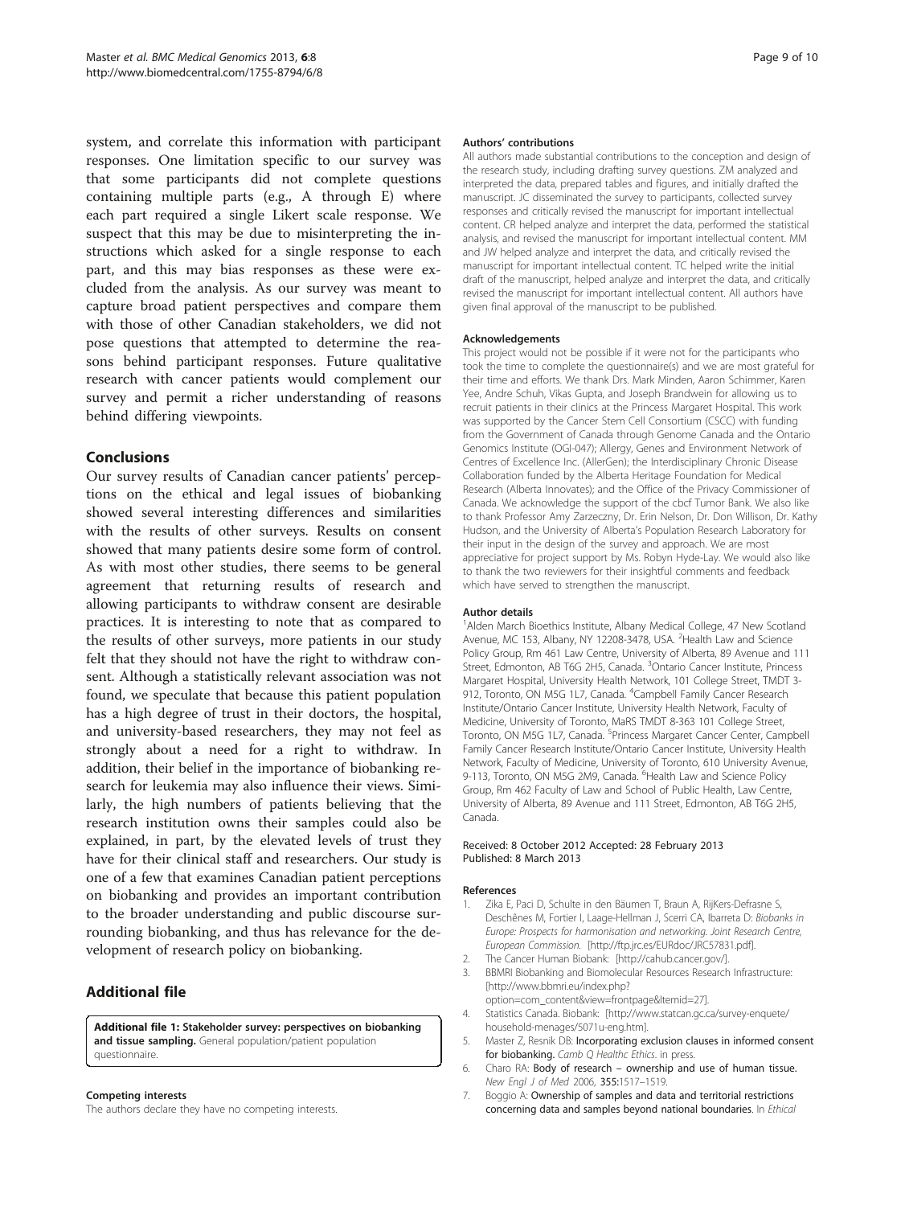system, and correlate this information with participant responses. One limitation specific to our survey was that some participants did not complete questions containing multiple parts (e.g., A through E) where each part required a single Likert scale response. We suspect that this may be due to misinterpreting the instructions which asked for a single response to each part, and this may bias responses as these were excluded from the analysis. As our survey was meant to capture broad patient perspectives and compare them with those of other Canadian stakeholders, we did not pose questions that attempted to determine the reasons behind participant responses. Future qualitative research with cancer patients would complement our survey and permit a richer understanding of reasons behind differing viewpoints.

## Conclusions

Our survey results of Canadian cancer patients' perceptions on the ethical and legal issues of biobanking showed several interesting differences and similarities with the results of other surveys. Results on consent showed that many patients desire some form of control. As with most other studies, there seems to be general agreement that returning results of research and allowing participants to withdraw consent are desirable practices. It is interesting to note that as compared to the results of other surveys, more patients in our study felt that they should not have the right to withdraw consent. Although a statistically relevant association was not found, we speculate that because this patient population has a high degree of trust in their doctors, the hospital, and university-based researchers, they may not feel as strongly about a need for a right to withdraw. In addition, their belief in the importance of biobanking research for leukemia may also influence their views. Similarly, the high numbers of patients believing that the research institution owns their samples could also be explained, in part, by the elevated levels of trust they have for their clinical staff and researchers. Our study is one of a few that examines Canadian patient perceptions on biobanking and provides an important contribution to the broader understanding and public discourse surrounding biobanking, and thus has relevance for the development of research policy on biobanking.

## Additional file

**Additional file 1: Stakeholder survey: perspectives on biobanking and tissue sampling.** General population/patient population questionnaire.

#### Competing interests

The authors declare they have no competing interests.

#### Authors' contributions

All authors made substantial contributions to the conception and design of the research study, including drafting survey questions. ZM analyzed and interpreted the data, prepared tables and figures, and initially drafted the manuscript. JC disseminated the survey to participants, collected survey responses and critically revised the manuscript for important intellectual content. CR helped analyze and interpret the data, performed the statistical analysis, and revised the manuscript for important intellectual content. MM and JW helped analyze and interpret the data, and critically revised the manuscript for important intellectual content. TC helped write the initial draft of the manuscript, helped analyze and interpret the data, and critically revised the manuscript for important intellectual content. All authors have given final approval of the manuscript to be published.

#### Acknowledgements

This project would not be possible if it were not for the participants who took the time to complete the questionnaire(s) and we are most grateful for their time and efforts. We thank Drs. Mark Minden, Aaron Schimmer, Karen Yee, Andre Schuh, Vikas Gupta, and Joseph Brandwein for allowing us to recruit patients in their clinics at the Princess Margaret Hospital. This work was supported by the Cancer Stem Cell Consortium (CSCC) with funding from the Government of Canada through Genome Canada and the Ontario Genomics Institute (OGI-047); Allergy, Genes and Environment Network of Centres of Excellence Inc. (AllerGen); the Interdisciplinary Chronic Disease Collaboration funded by the Alberta Heritage Foundation for Medical Research (Alberta Innovates); and the Office of the Privacy Commissioner of Canada. We acknowledge the support of the cbcf Tumor Bank. We also like to thank Professor Amy Zarzeczny, Dr. Erin Nelson, Dr. Don Willison, Dr. Kathy Hudson, and the University of Alberta's Population Research Laboratory for their input in the design of the survey and approach. We are most appreciative for project support by Ms. Robyn Hyde-Lay. We would also like to thank the two reviewers for their insightful comments and feedback which have served to strengthen the manuscript.

#### Author details

[1]Alden March Bioethics Institute, Albany Medical College, 47 New Scotland Avenue, MC 153, Albany, NY 12208-3478, USA. [2]Health Law and Science Policy Group, Rm 461 Law Centre, University of Alberta, 89 Avenue and 111 Street, Edmonton, AB T6G 2H5, Canada. [3]Ontario Cancer Institute, Princess Margaret Hospital, University Health Network, 101 College Street, TMDT 3-912, Toronto, ON M5G 1L7, Canada. [4]Campbell Family Cancer Research Institute/Ontario Cancer Institute, University Health Network, Faculty of Medicine, University of Toronto, MaRS TMDT 8-363 101 College Street, Toronto, ON M5G 1L7, Canada. [5]Princess Margaret Cancer Center, Campbell Family Cancer Research Institute/Ontario Cancer Institute, University Health Network, Faculty of Medicine, University of Toronto, 610 University Avenue, 9-113, Toronto, ON M5G 2M9, Canada. [6]Health Law and Science Policy Group, Rm 462 Faculty of Law and School of Public Health, Law Centre, University of Alberta, 89 Avenue and 111 Street, Edmonton, AB T6G 2H5, Canada.

Received: 8 October 2012 Accepted: 28 February 2013
Published: 8 March 2013

#### References

1. Zika E, Paci D, Schulte in den Bäumen T, Braun A, RijKers-Defrasne S, Deschênes M, Fortier I, Laage-Hellman J, Scerri CA, Ibarreta D: *Biobanks in Europe: Prospects for harmonisation and networking. Joint Research Centre, European Commission.* [http://ftp.jrc.es/EURdoc/JRC57831.pdf].
2. The Cancer Human Biobank: [http://cahub.cancer.gov/].
3. BBMRI Biobanking and Biomolecular Resources Research Infrastructure: [http://www.bbmri.eu/index.php?option=com_content&view=frontpage&Itemid=27].
4. Statistics Canada. Biobank: [http://www.statcan.gc.ca/survey-enquete/household-menages/5071u-eng.htm].
5. Master Z, Resnik DB: **Incorporating exclusion clauses in informed consent for biobanking.** *Camb Q Healthc Ethics*. in press.
6. Charo RA: **Body of research – ownership and use of human tissue.** *New Engl J of Med* 2006, **355:**1517–1519.
7. Boggio A: **Ownership of samples and data and territorial restrictions concerning data and samples beyond national boundaries.** In *Ethical*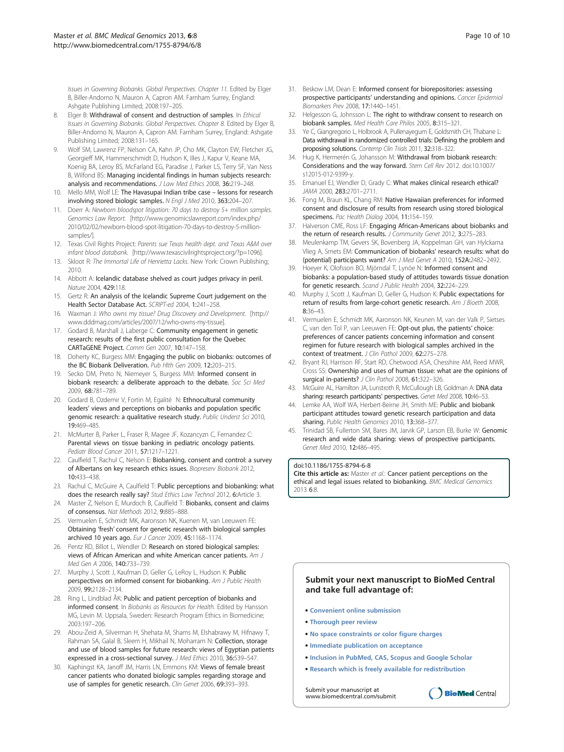Issues in Governing Biobanks. Global Perspectives. Chapter 11. Edited by Elger B, Biller-Andorno N, Mauron A, Capron AM. Farnham Surrey, England: Ashgate Publishing Limited; 2008:197–205.

8. Elger B: **Withdrawal of consent and destruction of samples**. In *Ethical Issues in Governing Biobanks. Global Perspectives. Chapter 8.* Edited by Elger B, Biller-Andorno N, Mauron A, Capron AM. Farnham Surrey, England: Ashgate Publishing Limited; 2008:131–165.
9. Wolf SM, Lawrenz FP, Nelson CA, Kahn JP, Cho MK, Clayton EW, Fletcher JG, Georgieff MK, Hammerschmidt D, Hudson K, Illes J, Kapur V, Keane MA, Koenig BA, Leroy BS, McFarland EG, Paradise J, Parker LS, Terry SF, Van Ness B, Wilfond BS: **Managing incidental findings in human subjects research: analysis and recommendations.** *J Law Med Ethics* 2008, **36**:219–248.
10. Mello MM, Wolf LE: **The Havasupai Indian tribe case – lessons for research involving stored biologic samples.** *N Engl J Med* 2010, **363**:204–207.
11. Doerr A: *Newborn bloodspot litigation: 70 days to destroy 5+ million samples. Genomics Law Report.* [http://www.genomicslawreport.com/index.php/2010/02/02/newborn-blood-spot-litigation-70-days-to-destroy-5-million-samples/].
12. Texas Civil Rights Project: *Parents sue Texas health dept. and Texas A&M over infant blood databank.* [http://www.texascivilrightsproject.org/?p=1096].
13. Skloot R: *The Immortal Life of Henrietta Lacks.* New York: Crown Publishing; 2010.
14. Abbott A: **Icelandic database shelved as court judges privacy in peril.** *Nature* 2004, **429**:118.
15. Gertz R: **An analysis of the Icelandic Supreme Court judgement on the Health Sector Database Act.** *SCRIPT-ed* 2004, **1**:241–258.
16. Waxman J: *Who owns my tissue? Drug Discovery and Development.* [http://www.dddmag.com/articles/2007/12/who-owns-my-tissue].
17. Godard B, Marshall J, Laberge C: **Community engagement in genetic research: results of the first public consultation for the Quebec CARTaGENE Project.** *Comm Gen* 2007, **10**:147–158.
18. Doherty KC, Burgess MM: **Engaging the public on biobanks: outcomes of the BC Biobank Deliberation.** *Pub Hlth Gen* 2009, **12**:203–215.
19. Secko DM, Preto N, Niemeyer S, Burgess MM: **Informed consent in biobank research: a deliberate approach to the debate.** *Soc Sci Med* 2009, **68**:781–789.
20. Godard B, Ozdemir V, Fortin M, Egalité N: **Ethnocultural community leaders' views and perceptions on biobanks and population specific genomic research: a qualitative research study.** *Public Underst Sci* 2010, **19**:469–485.
21. McMurter B, Parker L, Fraser R, Magee JF, Kozancyzn C, Fernandez C: **Parental views on tissue banking in pediatric oncology patients.** *Pediatr Blood Cancer* 2011, **57**:1217–1221.
22. Caulfield T, Rachul C, Nelson E: **Biobanking, consent and control: a survey of Albertans on key research ethics issues.** *Biopreserv Biobank* 2012, **10**:433–438.
23. Rachul C, McGuire A, Caulfield T: **Public perceptions and biobanking: what does the research really say?** *Stud Ethics Law Technol* 2012, **6**:Article 3.
24. Master Z, Nelson E, Murdoch B, Caulfield T: **Biobanks, consent and claims of consensus.** *Nat Methods* 2012, **9**:885–888.
25. Vermuelen E, Schmidt MK, Aaronson NK, Kuenen M, van Leeuwen FE: **Obtaining 'fresh' consent for genetic research with biological samples archived 10 years ago.** *Eur J Cancer* 2009, **45**:1168–1174.
26. Pentz RD, Billot L, Wendler D: **Research on stored biological samples: views of African American and white American cancer patients.** *Am J Med Gen A* 2006, **140**:733–739.
27. Murphy J, Scott J, Kaufman D, Geller G, LeRoy L, Hudson K: **Public perspectives on informed consent for biobanking.** *Am J Public Health* 2009, **99**:2128–2134.
28. Ring L, Lindblad ÅK: **Public and patient perception of biobanks and informed consent.** In *Biobanks as Resources for Health.* Edited by Hansson MG, Levin M. Uppsala, Sweden: Research Program Ethics in Biomedicine; 2003:197–206.
29. Abou-Zeid A, Silverman H, Shehata M, Shams M, Elshabrawy M, Hifnawy T, Rahman SA, Galal B, Sleem H, Mikhail N, Moharram N: **Collection, storage and use of blood samples for future research: views of Egyptian patients expressed in a cross-sectional survey.** *J Med Ethics* 2010, **36**:539–547.
30. Kaphingst KA, Janoff JM, Harris LN, Emmons KM: **Views of female breast cancer patients who donated biologic samples regarding storage and use of samples for genetic research.** *Clin Genet* 2006, **69**:393–393.
31. Beskow LM, Dean E: **Informed consent for biorepositories: assessing prospective participants' understanding and opinions.** *Cancer Epidemiol Biomarkers Prev* 2008, **17**:1440–1451.
32. Helgesson G, Johnsson L: **The right to withdraw consent to research on biobank samples.** *Med Health Care Philos* 2005, **8**:315–321.
33. Ye C, Giangregorio L, Holbrook A, Pullenayegum E, Goldsmith CH, Thabane L: **Data withdrawal in randomized controlled trials: Defining the problem and proposing solutions.** *Contemp Clin Trials* 2011, **32**:318–322.
34. Hug K, Hermerén G, Johansson M: **Withdrawal from biobank research: Considerations and the way forward.** *Stem Cell Rev* 2012. doi:10.1007/s12015-012-9399-y.
35. Emanuel EJ, Wendler D, Grady C: **What makes clinical research ethical?** *JAMA* 2000, **283**:2701–2711.
36. Fong M, Braun KL, Chang RM: **Native Hawaiian preferences for informed consent and disclosure of results from research using stored biological specimens.** *Pac Health Dialog* 2004, **11**:154–159.
37. Halverson CME, Ross LF: **Engaging African-Americans about biobanks and the return of research results.** *J Community Genet* 2012, **3**:275–283.
38. Meulenkamp TM, Gevers SK, Bovenberg JA, Koppelman GH, van Hylckama Vlieg A, Smets EM: **Communication of biobanks' research results: what do (potential) participants want?** *Am J Med Genet A* 2010, **152A**:2482–2492.
39. Hoeyer K, Olofsson BO, Mjörndal T, Lynöe N: **Informed consent and biobanks: a population-based study of attitudes towards tissue donation for genetic research.** *Scand J Public Health* 2004, **32**:224–229.
40. Murphy J, Scott J, Kaufman D, Geller G, Hudson K: **Public expectations for return of results from large-cohort genetic research.** *Am J Bioeth* 2008, **8**:36–43.
41. Vermuelen E, Schmidt MK, Aaronson NK, Keunen M, van der Valk P, Sietses C, van den Tol P, van Leeuwen FE: **Opt-out plus, the patients' choice: preferences of cancer patients concerning information and consent regimen for future research with biological samples archived in the context of treatment.** *J Clin Pathol* 2009, **62**:275–278.
42. Bryant RJ, Harrison RF, Start RD, Chetwood ASA, Chesshire AM, Reed MWR, Cross SS: **Ownership and uses of human tissue: what are the opinions of surgical in-patients?** *J Clin Pathol* 2008, **61**:322–326.
43. McGuire AL, Hamilton JA, Lunstroth R, McCullough LB, Goldman A: **DNA data sharing: research participants' perspectives.** *Genet Med* 2008, **10**:46–53.
44. Lemke AA, Wolf WA, Herbert-Beirne JH, Smith ME: **Public and biobank participant attitudes toward genetic research participation and data sharing.** *Public Health Genomics* 2010, **13**:368–377.
45. Trinidad SB, Fullerton SM, Bares JM, Jarvik GP, Larson EB, Burke W: **Genomic research and wide data sharing: views of prospective participants.** *Genet Med* 2010, **12**:486–495.

doi:10.1186/1755-8794-6-8
**Cite this article as:** Master *et al.*: Cancer patient perceptions on the ethical and legal issues related to biobanking. *BMC Medical Genomics* 2013 **6**:8.

**Submit your next manuscript to BioMed Central and take full advantage of:**

- **Convenient online submission**
- **Thorough peer review**
- **No space constraints or color figure charges**
- **Immediate publication on acceptance**
- **Inclusion in PubMed, CAS, Scopus and Google Scholar**
- **Research which is freely available for redistribution**

Submit your manuscript at
www.biomedcentral.com/submit

BioMed Central